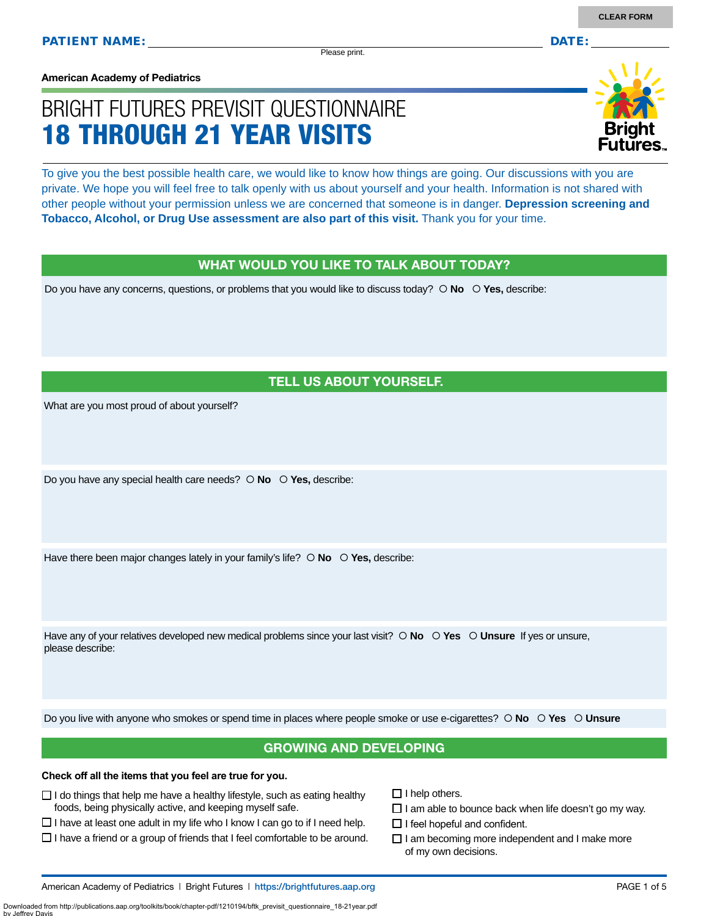**PATIENT NAME:** ______________________________ **DATE:** __________

Please print.

American Academy of Pediatrics

# BRIGHT FUTURES PREVISIT QUESTIONNAIRE
# 18 THROUGH 21 YEAR VISITS

To give you the best possible health care, we would like to know how things are going. Our discussions with you are private. We hope you will feel free to talk openly with us about yourself and your health. Information is not shared with other people without your permission unless we are concerned that someone is in danger. **Depression screening and Tobacco, Alcohol, or Drug Use assessment are also part of this visit.** Thank you for your time.

## WHAT WOULD YOU LIKE TO TALK ABOUT TODAY?

Do you have any concerns, questions, or problems that you would like to discuss today? ○ **No** ○ **Yes,** describe:

## TELL US ABOUT YOURSELF.

What are you most proud of about yourself?

Do you have any special health care needs? ○ **No** ○ **Yes,** describe:

Have there been major changes lately in your family's life? ○ **No** ○ **Yes,** describe:

Have any of your relatives developed new medical problems since your last visit? ○ **No** ○ **Yes** ○ **Unsure** If yes or unsure, please describe:

Do you live with anyone who smokes or spend time in places where people smoke or use e-cigarettes? ○ **No** ○ **Yes** ○ **Unsure**

## GROWING AND DEVELOPING

**Check off all the items that you feel are true for you.**

- ☐ I do things that help me have a healthy lifestyle, such as eating healthy foods, being physically active, and keeping myself safe.
- ☐ I have at least one adult in my life who I know I can go to if I need help.
- ☐ I have a friend or a group of friends that I feel comfortable to be around.
- ☐ I help others.
- ☐ I am able to bounce back when life doesn't go my way.
- ☐ I feel hopeful and confident.
- ☐ I am becoming more independent and I make more of my own decisions.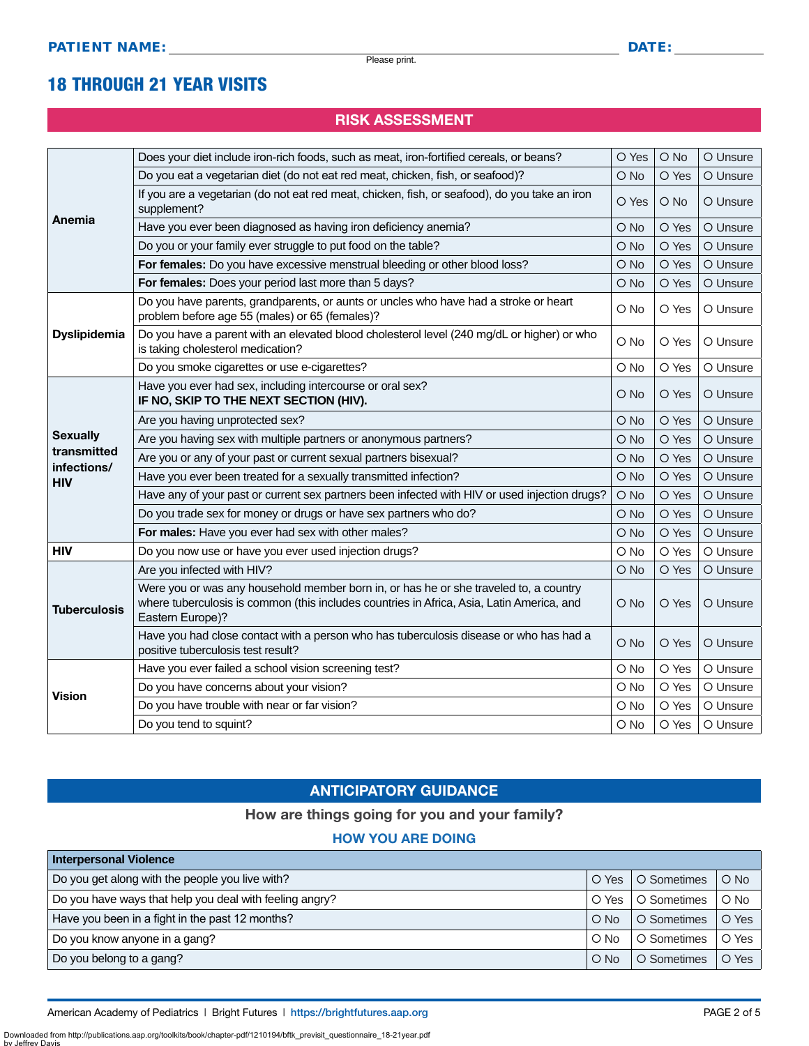**PATIENT NAME:** ______________________ **DATE:** __________

Please print.

# 18 THROUGH 21 YEAR VISITS

## RISK ASSESSMENT

| | | | | |
|---|---|---|---|---|
| **Anemia** | Does your diet include iron-rich foods, such as meat, iron-fortified cereals, or beans? | O Yes | O No | O Unsure |
| | Do you eat a vegetarian diet (do not eat red meat, chicken, fish, or seafood)? | O No | O Yes | O Unsure |
| | If you are a vegetarian (do not eat red meat, chicken, fish, or seafood), do you take an iron supplement? | O Yes | O No | O Unsure |
| | Have you ever been diagnosed as having iron deficiency anemia? | O No | O Yes | O Unsure |
| | Do you or your family ever struggle to put food on the table? | O No | O Yes | O Unsure |
| | **For females:** Do you have excessive menstrual bleeding or other blood loss? | O No | O Yes | O Unsure |
| | **For females:** Does your period last more than 5 days? | O No | O Yes | O Unsure |
| **Dyslipidemia** | Do you have parents, grandparents, or aunts or uncles who have had a stroke or heart problem before age 55 (males) or 65 (females)? | O No | O Yes | O Unsure |
| | Do you have a parent with an elevated blood cholesterol level (240 mg/dL or higher) or who is taking cholesterol medication? | O No | O Yes | O Unsure |
| | Do you smoke cigarettes or use e-cigarettes? | O No | O Yes | O Unsure |
| **Sexually transmitted infections/ HIV** | Have you ever had sex, including intercourse or oral sex? **IF NO, SKIP TO THE NEXT SECTION (HIV).** | O No | O Yes | O Unsure |
| | Are you having unprotected sex? | O No | O Yes | O Unsure |
| | Are you having sex with multiple partners or anonymous partners? | O No | O Yes | O Unsure |
| | Are you or any of your past or current sexual partners bisexual? | O No | O Yes | O Unsure |
| | Have you ever been treated for a sexually transmitted infection? | O No | O Yes | O Unsure |
| | Have any of your past or current sex partners been infected with HIV or used injection drugs? | O No | O Yes | O Unsure |
| | Do you trade sex for money or drugs or have sex partners who do? | O No | O Yes | O Unsure |
| | **For males:** Have you ever had sex with other males? | O No | O Yes | O Unsure |
| **HIV** | Do you now use or have you ever used injection drugs? | O No | O Yes | O Unsure |
| **Tuberculosis** | Are you infected with HIV? | O No | O Yes | O Unsure |
| | Were you or was any household member born in, or has he or she traveled to, a country where tuberculosis is common (this includes countries in Africa, Asia, Latin America, and Eastern Europe)? | O No | O Yes | O Unsure |
| | Have you had close contact with a person who has tuberculosis disease or who has had a positive tuberculosis test result? | O No | O Yes | O Unsure |
| **Vision** | Have you ever failed a school vision screening test? | O No | O Yes | O Unsure |
| | Do you have concerns about your vision? | O No | O Yes | O Unsure |
| | Do you have trouble with near or far vision? | O No | O Yes | O Unsure |
| | Do you tend to squint? | O No | O Yes | O Unsure |

## ANTICIPATORY GUIDANCE

**How are things going for you and your family?**

### HOW YOU ARE DOING

| Interpersonal Violence | | | |
|---|---|---|---|
| Do you get along with the people you live with? | O Yes | O Sometimes | O No |
| Do you have ways that help you deal with feeling angry? | O Yes | O Sometimes | O No |
| Have you been in a fight in the past 12 months? | O No | O Sometimes | O Yes |
| Do you know anyone in a gang? | O No | O Sometimes | O Yes |
| Do you belong to a gang? | O No | O Sometimes | O Yes |

American Academy of Pediatrics | Bright Futures | https://brightfutures.aap.org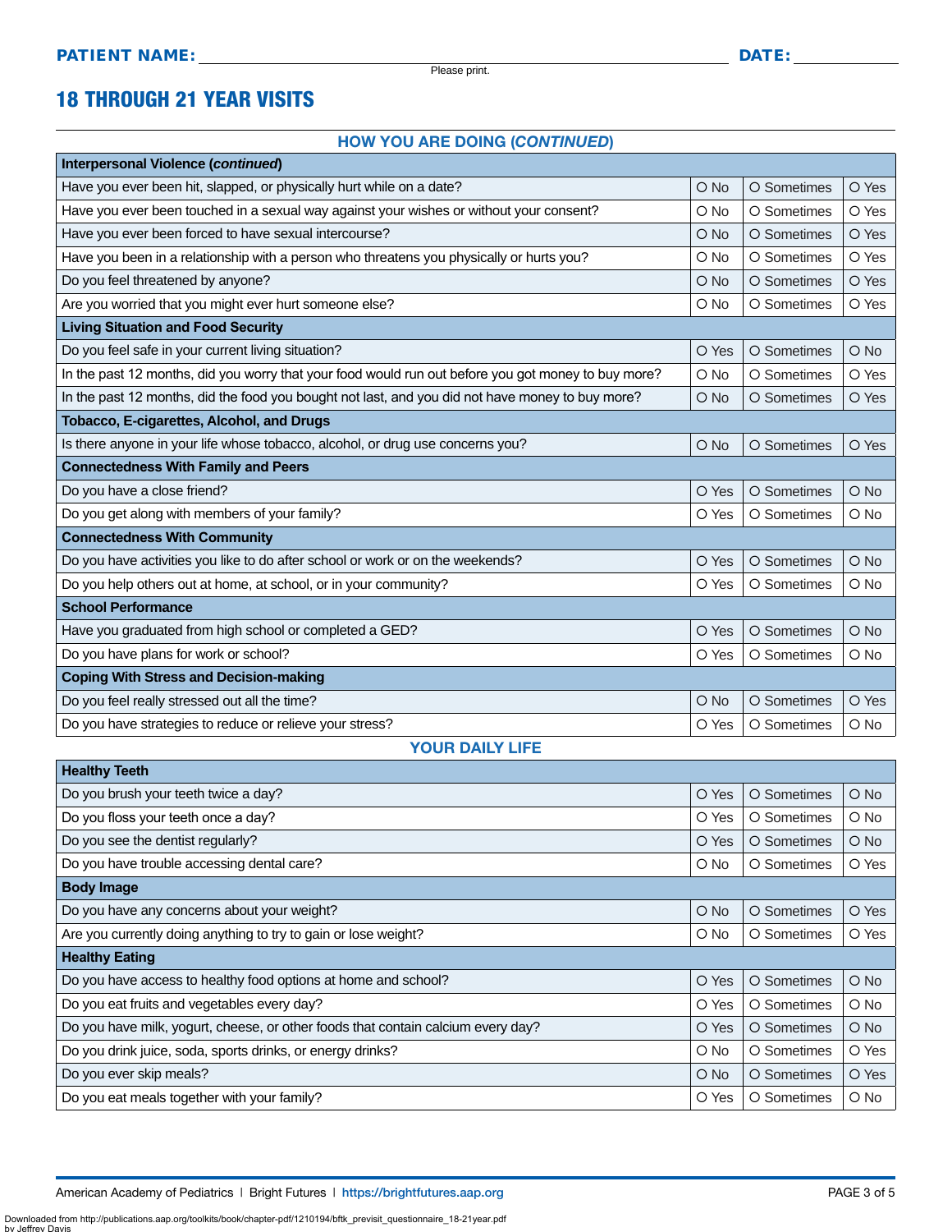**PATIENT NAME:** ______________________________ **DATE:** __________

Please print.

## 18 THROUGH 21 YEAR VISITS

### HOW YOU ARE DOING (*CONTINUED*)

| **Interpersonal Violence (*continued*)** | | | |
|---|---|---|---|
| Have you ever been hit, slapped, or physically hurt while on a date? | O No | O Sometimes | O Yes |
| Have you ever been touched in a sexual way against your wishes or without your consent? | O No | O Sometimes | O Yes |
| Have you ever been forced to have sexual intercourse? | O No | O Sometimes | O Yes |
| Have you been in a relationship with a person who threatens you physically or hurts you? | O No | O Sometimes | O Yes |
| Do you feel threatened by anyone? | O No | O Sometimes | O Yes |
| Are you worried that you might ever hurt someone else? | O No | O Sometimes | O Yes |
| **Living Situation and Food Security** | | | |
| Do you feel safe in your current living situation? | O Yes | O Sometimes | O No |
| In the past 12 months, did you worry that your food would run out before you got money to buy more? | O No | O Sometimes | O Yes |
| In the past 12 months, did the food you bought not last, and you did not have money to buy more? | O No | O Sometimes | O Yes |
| **Tobacco, E-cigarettes, Alcohol, and Drugs** | | | |
| Is there anyone in your life whose tobacco, alcohol, or drug use concerns you? | O No | O Sometimes | O Yes |
| **Connectedness With Family and Peers** | | | |
| Do you have a close friend? | O Yes | O Sometimes | O No |
| Do you get along with members of your family? | O Yes | O Sometimes | O No |
| **Connectedness With Community** | | | |
| Do you have activities you like to do after school or work or on the weekends? | O Yes | O Sometimes | O No |
| Do you help others out at home, at school, or in your community? | O Yes | O Sometimes | O No |
| **School Performance** | | | |
| Have you graduated from high school or completed a GED? | O Yes | O Sometimes | O No |
| Do you have plans for work or school? | O Yes | O Sometimes | O No |
| **Coping With Stress and Decision-making** | | | |
| Do you feel really stressed out all the time? | O No | O Sometimes | O Yes |
| Do you have strategies to reduce or relieve your stress? | O Yes | O Sometimes | O No |

### YOUR DAILY LIFE

| **Healthy Teeth** | | | |
|---|---|---|---|
| Do you brush your teeth twice a day? | O Yes | O Sometimes | O No |
| Do you floss your teeth once a day? | O Yes | O Sometimes | O No |
| Do you see the dentist regularly? | O Yes | O Sometimes | O No |
| Do you have trouble accessing dental care? | O No | O Sometimes | O Yes |
| **Body Image** | | | |
| Do you have any concerns about your weight? | O No | O Sometimes | O Yes |
| Are you currently doing anything to try to gain or lose weight? | O No | O Sometimes | O Yes |
| **Healthy Eating** | | | |
| Do you have access to healthy food options at home and school? | O Yes | O Sometimes | O No |
| Do you eat fruits and vegetables every day? | O Yes | O Sometimes | O No |
| Do you have milk, yogurt, cheese, or other foods that contain calcium every day? | O Yes | O Sometimes | O No |
| Do you drink juice, soda, sports drinks, or energy drinks? | O No | O Sometimes | O Yes |
| Do you ever skip meals? | O No | O Sometimes | O Yes |
| Do you eat meals together with your family? | O Yes | O Sometimes | O No |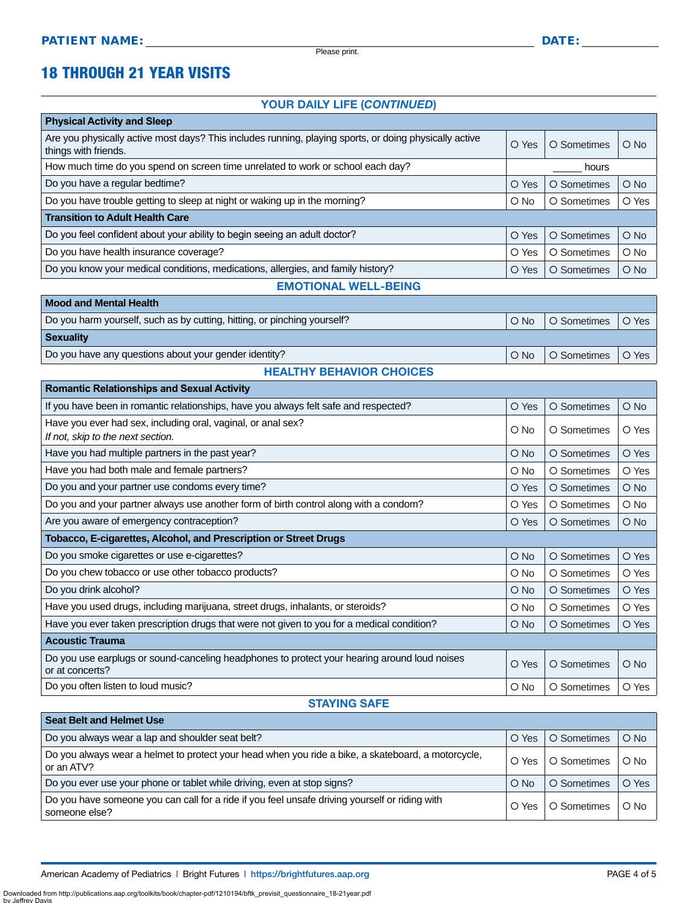**PATIENT NAME:** ______________________________ **DATE:** __________

Please print.

# 18 THROUGH 21 YEAR VISITS

## YOUR DAILY LIFE (*CONTINUED*)

| Physical Activity and Sleep | | | |
|---|---|---|---|
| Are you physically active most days? This includes running, playing sports, or doing physically active things with friends. | O Yes | O Sometimes | O No |
| How much time do you spend on screen time unrelated to work or school each day? | _____ hours | | |
| Do you have a regular bedtime? | O Yes | O Sometimes | O No |
| Do you have trouble getting to sleep at night or waking up in the morning? | O No | O Sometimes | O Yes |
| **Transition to Adult Health Care** | | | |
| Do you feel confident about your ability to begin seeing an adult doctor? | O Yes | O Sometimes | O No |
| Do you have health insurance coverage? | O Yes | O Sometimes | O No |
| Do you know your medical conditions, medications, allergies, and family history? | O Yes | O Sometimes | O No |

## EMOTIONAL WELL-BEING

| Mood and Mental Health | | | |
|---|---|---|---|
| Do you harm yourself, such as by cutting, hitting, or pinching yourself? | O No | O Sometimes | O Yes |
| **Sexuality** | | | |
| Do you have any questions about your gender identity? | O No | O Sometimes | O Yes |

## HEALTHY BEHAVIOR CHOICES

| Romantic Relationships and Sexual Activity | | | |
|---|---|---|---|
| If you have been in romantic relationships, have you always felt safe and respected? | O Yes | O Sometimes | O No |
| Have you ever had sex, including oral, vaginal, or anal sex? *If not, skip to the next section.* | O No | O Sometimes | O Yes |
| Have you had multiple partners in the past year? | O No | O Sometimes | O Yes |
| Have you had both male and female partners? | O No | O Sometimes | O Yes |
| Do you and your partner use condoms every time? | O Yes | O Sometimes | O No |
| Do you and your partner always use another form of birth control along with a condom? | O Yes | O Sometimes | O No |
| Are you aware of emergency contraception? | O Yes | O Sometimes | O No |
| **Tobacco, E-cigarettes, Alcohol, and Prescription or Street Drugs** | | | |
| Do you smoke cigarettes or use e-cigarettes? | O No | O Sometimes | O Yes |
| Do you chew tobacco or use other tobacco products? | O No | O Sometimes | O Yes |
| Do you drink alcohol? | O No | O Sometimes | O Yes |
| Have you used drugs, including marijuana, street drugs, inhalants, or steroids? | O No | O Sometimes | O Yes |
| Have you ever taken prescription drugs that were not given to you for a medical condition? | O No | O Sometimes | O Yes |
| **Acoustic Trauma** | | | |
| Do you use earplugs or sound-canceling headphones to protect your hearing around loud noises or at concerts? | O Yes | O Sometimes | O No |
| Do you often listen to loud music? | O No | O Sometimes | O Yes |

## STAYING SAFE

| Seat Belt and Helmet Use | | | |
|---|---|---|---|
| Do you always wear a lap and shoulder seat belt? | O Yes | O Sometimes | O No |
| Do you always wear a helmet to protect your head when you ride a bike, a skateboard, a motorcycle, or an ATV? | O Yes | O Sometimes | O No |
| Do you ever use your phone or tablet while driving, even at stop signs? | O No | O Sometimes | O Yes |
| Do you have someone you can call for a ride if you feel unsafe driving yourself or riding with someone else? | O Yes | O Sometimes | O No |

American Academy of Pediatrics | Bright Futures | https://brightfutures.aap.org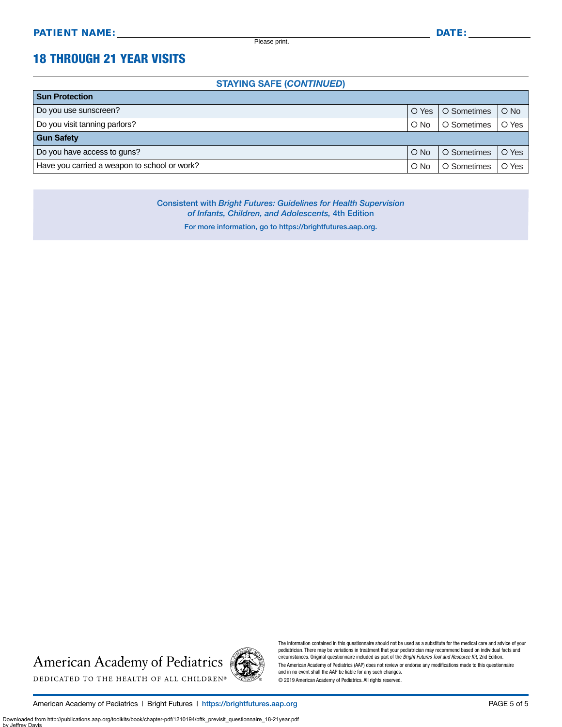**PATIENT NAME:** ______________________________ **DATE:** __________

Please print.

# 18 THROUGH 21 YEAR VISITS

## STAYING SAFE (*CONTINUED*)

| | | | |
|---|---|---|---|
| **Sun Protection** | | | |
| Do you use sunscreen? | ○ Yes | ○ Sometimes | ○ No |
| Do you visit tanning parlors? | ○ No | ○ Sometimes | ○ Yes |
| **Gun Safety** | | | |
| Do you have access to guns? | ○ No | ○ Sometimes | ○ Yes |
| Have you carried a weapon to school or work? | ○ No | ○ Sometimes | ○ Yes |

Consistent with *Bright Futures: Guidelines for Health Supervision of Infants, Children, and Adolescents,* 4th Edition

For more information, go to https://brightfutures.aap.org.

American Academy of Pediatrics

DEDICATED TO THE HEALTH OF ALL CHILDREN®

The information contained in this questionnaire should not be used as a substitute for the medical care and advice of your pediatrician. There may be variations in treatment that your pediatrician may recommend based on individual facts and circumstances. Original questionnaire included as part of the *Bright Futures Tool and Resource Kit,* 2nd Edition.

The American Academy of Pediatrics (AAP) does not review or endorse any modifications made to this questionnaire and in no event shall the AAP be liable for any such changes.

© 2019 American Academy of Pediatrics. All rights reserved.

Downloaded from http://publications.aap.org/toolkits/book/chapter-pdf/1210194/bftk_previsit_questionnaire_18-21year.pdf by Jeffrey Davis